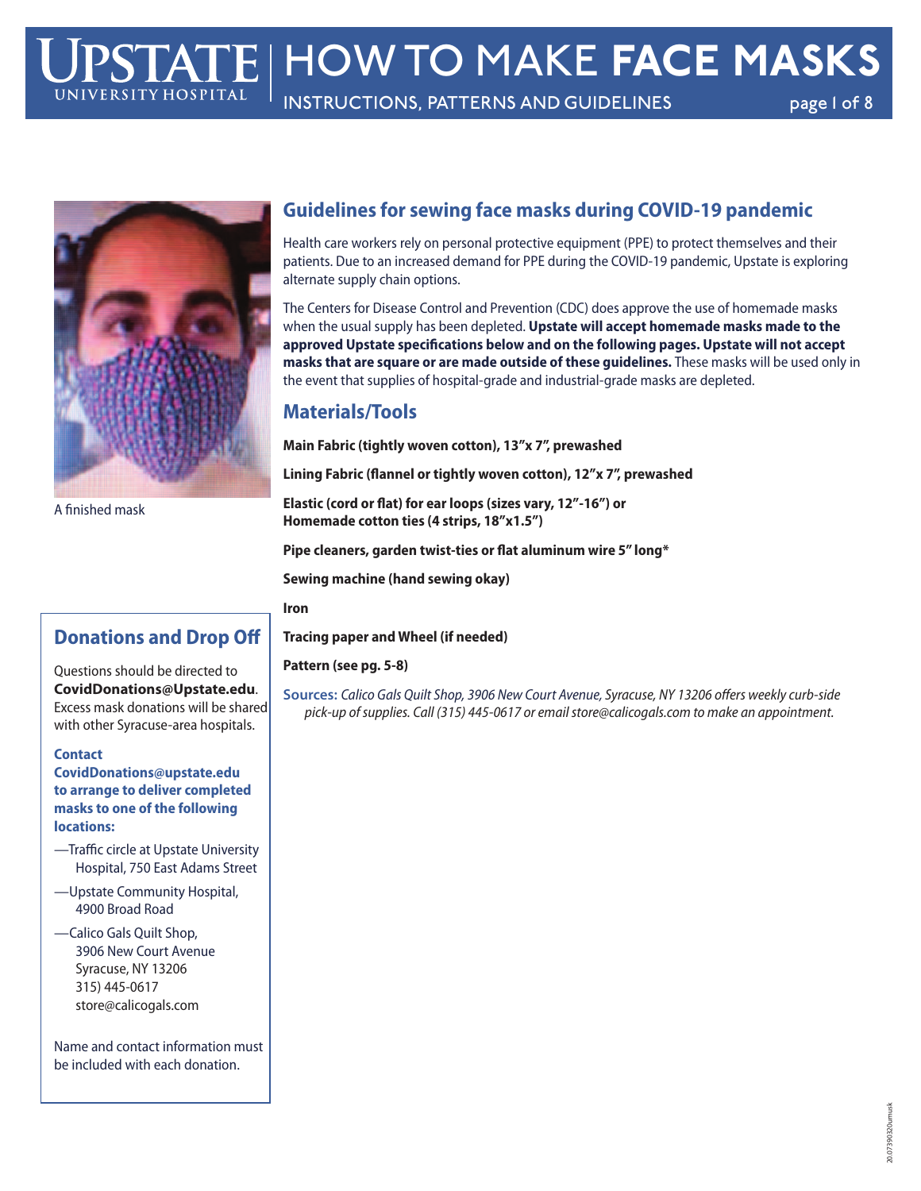# HOW TO MAKE FACE MASKS

INSTRUCTIONS, PATTERNS AND GUIDELINES

A finished mask

## Guidelines for sewing face masks during COVID-19 pandemic

Health care workers rely on personal protective equipment (PPE) to protect themselves and their patients. Due to an increased demand for PPE during the COVID-19 pandemic, Upstate is exploring alternate supply chain options.

The Centers for Disease Control and Prevention (CDC) does approve the use of homemade masks when the usual supply has been depleted. **Upstate will accept homemade masks made to the approved Upstate specifications below and on the following pages. Upstate will not accept masks that are square or are made outside of these guidelines.** These masks will be used only in the event that supplies of hospital-grade and industrial-grade masks are depleted.

## Materials/Tools

**Main Fabric (tightly woven cotton), 13"x 7", prewashed**

**Lining Fabric (flannel or tightly woven cotton), 12"x 7", prewashed**

**Elastic (cord or flat) for ear loops (sizes vary, 12"-16") or Homemade cotton ties (4 strips, 18"x1.5")**

**Pipe cleaners, garden twist-ties or flat aluminum wire 5" long***

**Sewing machine (hand sewing okay)**

**Iron**

**Tracing paper and Wheel (if needed)**

**Pattern (see pg. 5-8)**

**Sources:** *Calico Gals Quilt Shop, 3906 New Court Avenue, Syracuse, NY 13206 offers weekly curb-side pick-up of supplies. Call (315) 445-0617 or email store@calicogals.com to make an appointment.*

## Donations and Drop Off

Questions should be directed to **CovidDonations@Upstate.edu**. Excess mask donations will be shared with other Syracuse-area hospitals.

**Contact CovidDonations@upstate.edu to arrange to deliver completed masks to one of the following locations:**

—Traffic circle at Upstate University Hospital, 750 East Adams Street

—Upstate Community Hospital, 4900 Broad Road

—Calico Gals Quilt Shop, 3906 New Court Avenue Syracuse, NY 13206 315) 445-0617 store@calicogals.com

Name and contact information must be included with each donation.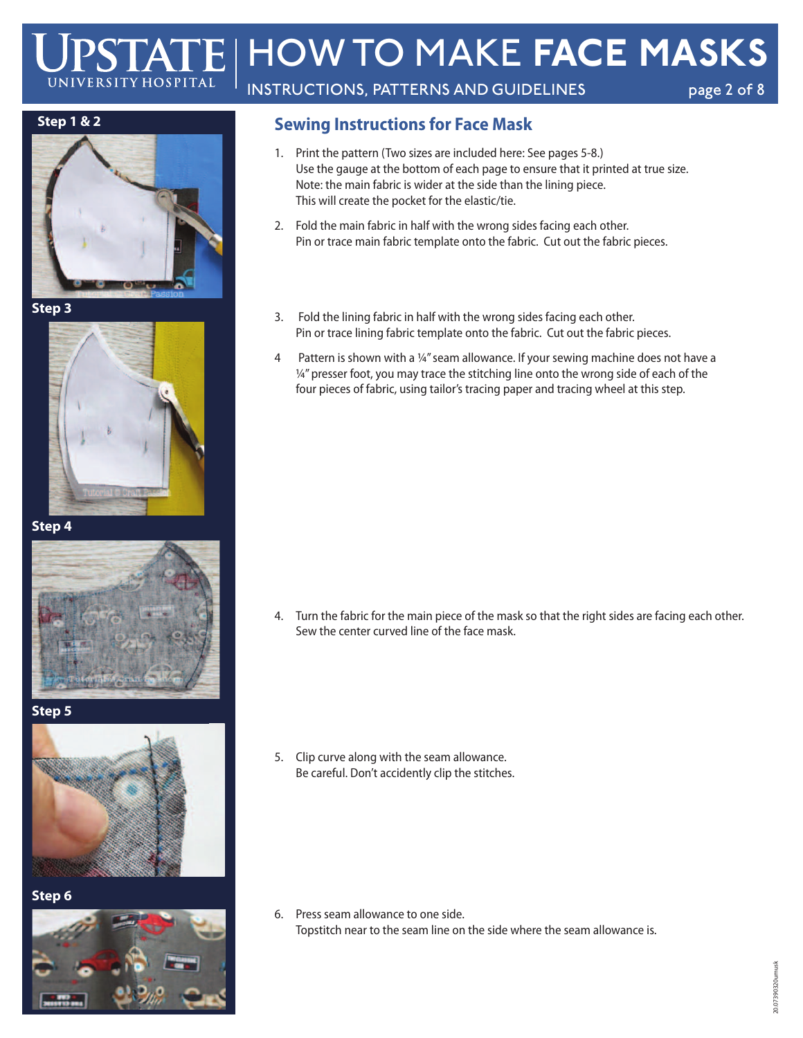## Sewing Instructions for Face Mask

**Step 1 & 2**

**Step 3**

**Step 4**

**Step 5**

**Step 6**

1. Print the pattern (Two sizes are included here: See pages 5-8.)
   Use the gauge at the bottom of each page to ensure that it printed at true size.
   Note: the main fabric is wider at the side than the lining piece.
   This will create the pocket for the elastic/tie.

2. Fold the main fabric in half with the wrong sides facing each other.
   Pin or trace main fabric template onto the fabric. Cut out the fabric pieces.

3. Fold the lining fabric in half with the wrong sides facing each other.
   Pin or trace lining fabric template onto the fabric. Cut out the fabric pieces.

4 Pattern is shown with a ¼″ seam allowance. If your sewing machine does not have a ¼″ presser foot, you may trace the stitching line onto the wrong side of each of the four pieces of fabric, using tailor's tracing paper and tracing wheel at this step.

4. Turn the fabric for the main piece of the mask so that the right sides are facing each other.
   Sew the center curved line of the face mask.

5. Clip curve along with the seam allowance.
   Be careful. Don't accidently clip the stitches.

6. Press seam allowance to one side.
   Topstitch near to the seam line on the side where the seam allowance is.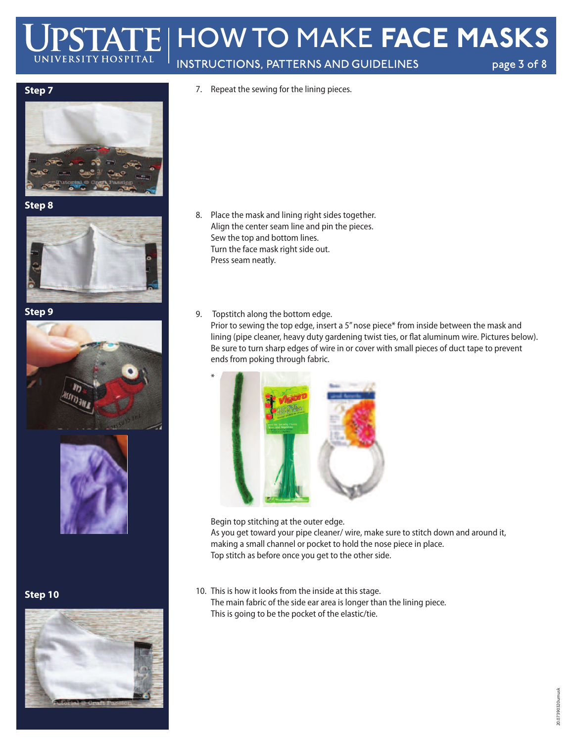**Step 7**

7. Repeat the sewing for the lining pieces.

**Step 8**

8. Place the mask and lining right sides together.
   Align the center seam line and pin the pieces.
   Sew the top and bottom lines.
   Turn the face mask right side out.
   Press seam neatly.

**Step 9**

9. Topstitch along the bottom edge.
   Prior to sewing the top edge, insert a 5" nose piece* from inside between the mask and lining (pipe cleaner, heavy duty gardening twist ties, or flat aluminum wire. Pictures below).
   Be sure to turn sharp edges of wire in or cover with small pieces of duct tape to prevent ends from poking through fabric.

   *

   Begin top stitching at the outer edge.
   As you get toward your pipe cleaner/ wire, make sure to stitch down and around it, making a small channel or pocket to hold the nose piece in place.
   Top stitch as before once you get to the other side.

**Step 10**

10. This is how it looks from the inside at this stage.
    The main fabric of the side ear area is longer than the lining piece.
    This is going to be the pocket of the elastic/tie.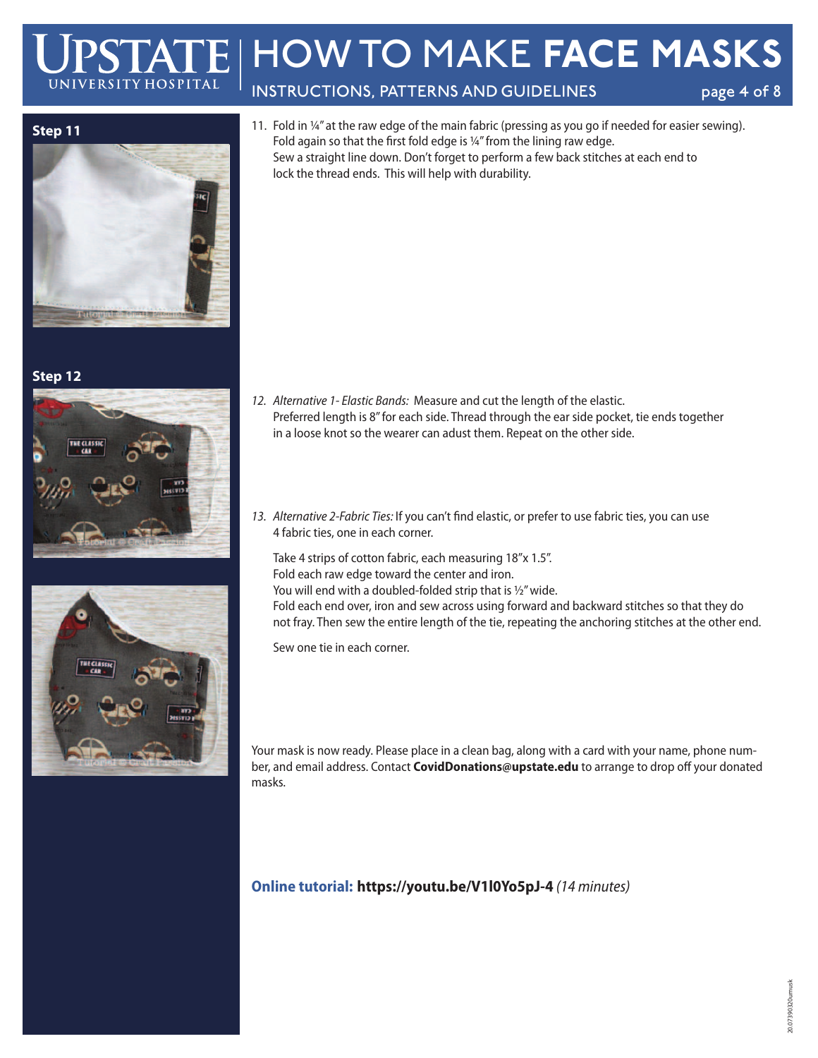**Step 11**

11. Fold in ¼" at the raw edge of the main fabric (pressing as you go if needed for easier sewing). Fold again so that the first fold edge is ¼" from the lining raw edge. Sew a straight line down. Don't forget to perform a few back stitches at each end to lock the thread ends. This will help with durability.

**Step 12**

12. *Alternative 1- Elastic Bands:* Measure and cut the length of the elastic. Preferred length is 8" for each side. Thread through the ear side pocket, tie ends together in a loose knot so the wearer can adust them. Repeat on the other side.

13. *Alternative 2-Fabric Ties:* If you can't find elastic, or prefer to use fabric ties, you can use 4 fabric ties, one in each corner.

    Take 4 strips of cotton fabric, each measuring 18"x 1.5".
    Fold each raw edge toward the center and iron.
    You will end with a doubled-folded strip that is ½" wide.
    Fold each end over, iron and sew across using forward and backward stitches so that they do not fray. Then sew the entire length of the tie, repeating the anchoring stitches at the other end.

    Sew one tie in each corner.

Your mask is now ready. Please place in a clean bag, along with a card with your name, phone number, and email address. Contact **CovidDonations@upstate.edu** to arrange to drop off your donated masks.

**Online tutorial: https://youtu.be/V1l0Yo5pJ-4** *(14 minutes)*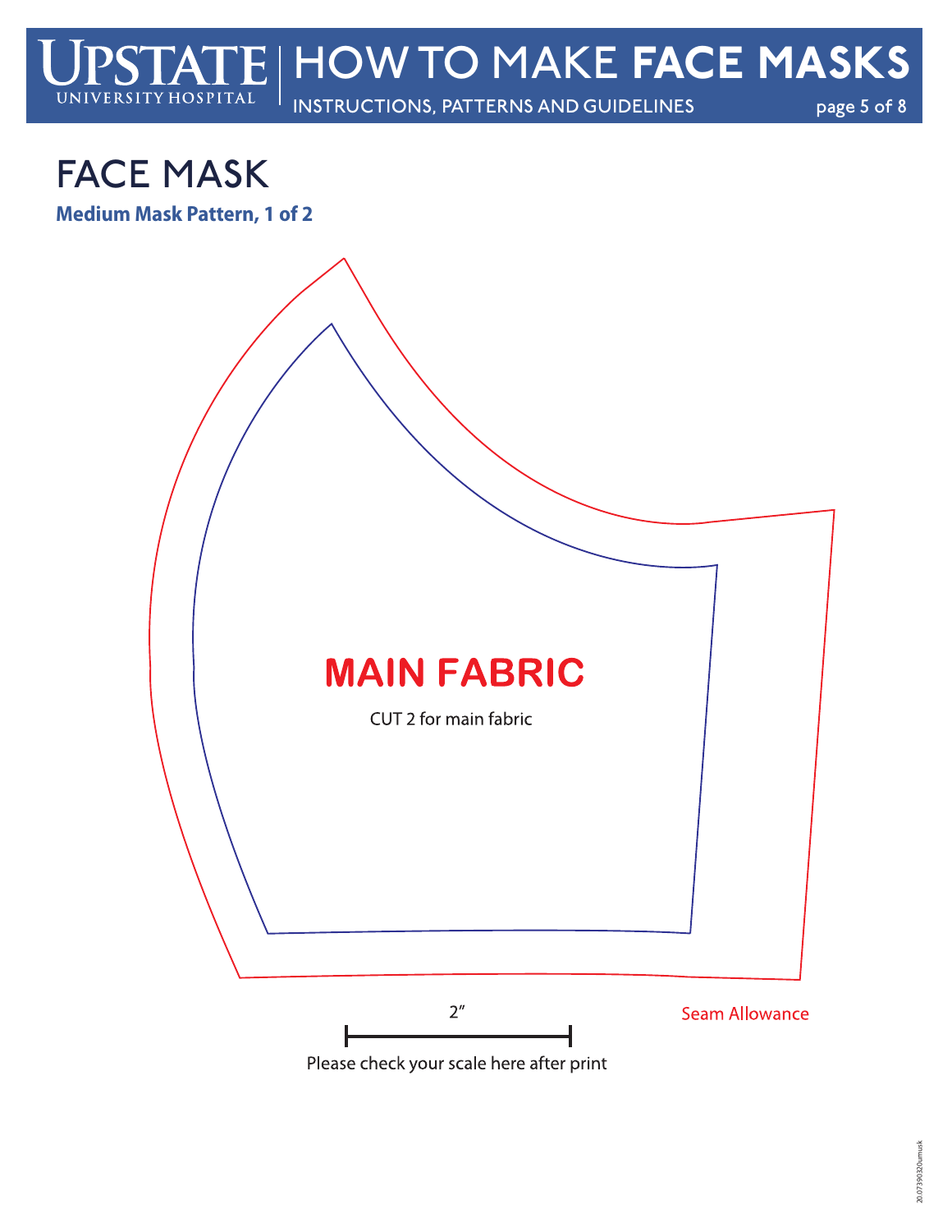# FACE MASK

**Medium Mask Pattern, 1 of 2**

MAIN FABRIC

CUT 2 for main fabric

2″

Seam Allowance

Please check your scale here after print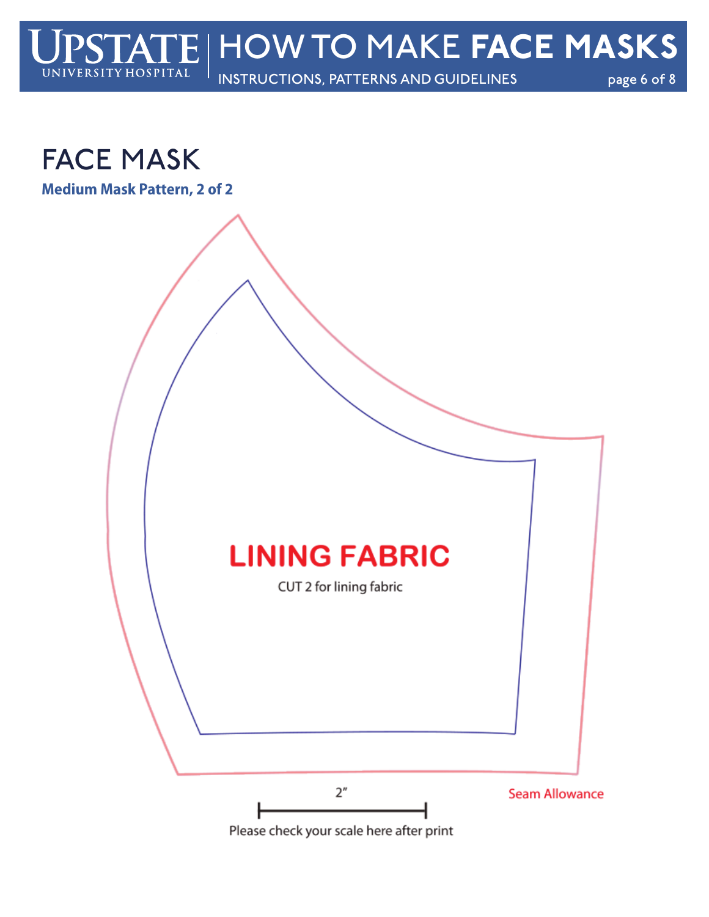# FACE MASK

**Medium Mask Pattern, 2 of 2**

LINING FABRIC

CUT 2 for lining fabric

2″

Please check your scale here after print

Seam Allowance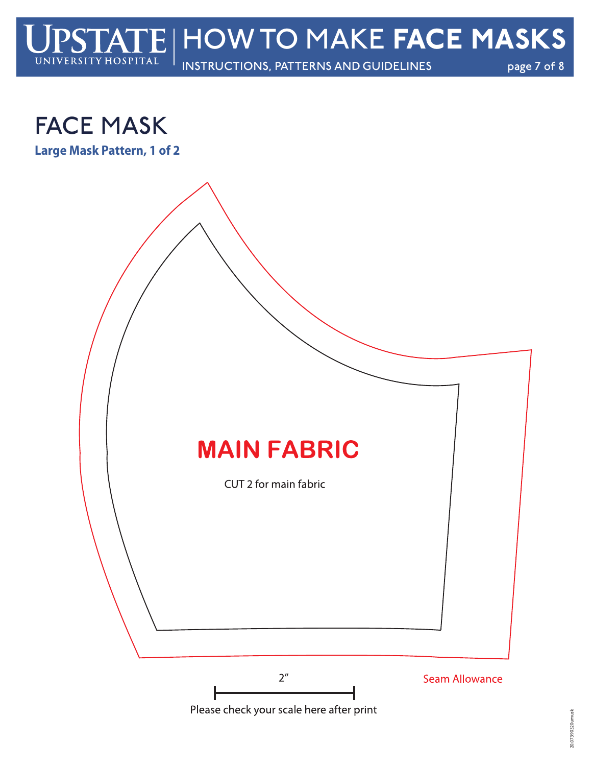# FACE MASK

**Large Mask Pattern, 1 of 2**

**MAIN FABRIC**

CUT 2 for main fabric

Seam Allowance

2"

Please check your scale here after print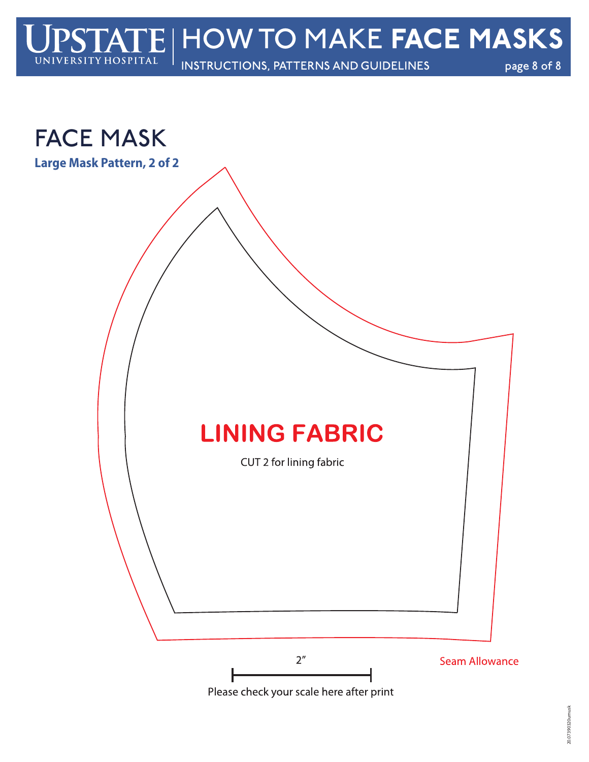# FACE MASK

**Large Mask Pattern, 2 of 2**

LINING FABRIC

CUT 2 for lining fabric

2″

Please check your scale here after print

Seam Allowance

20.07390320umusk